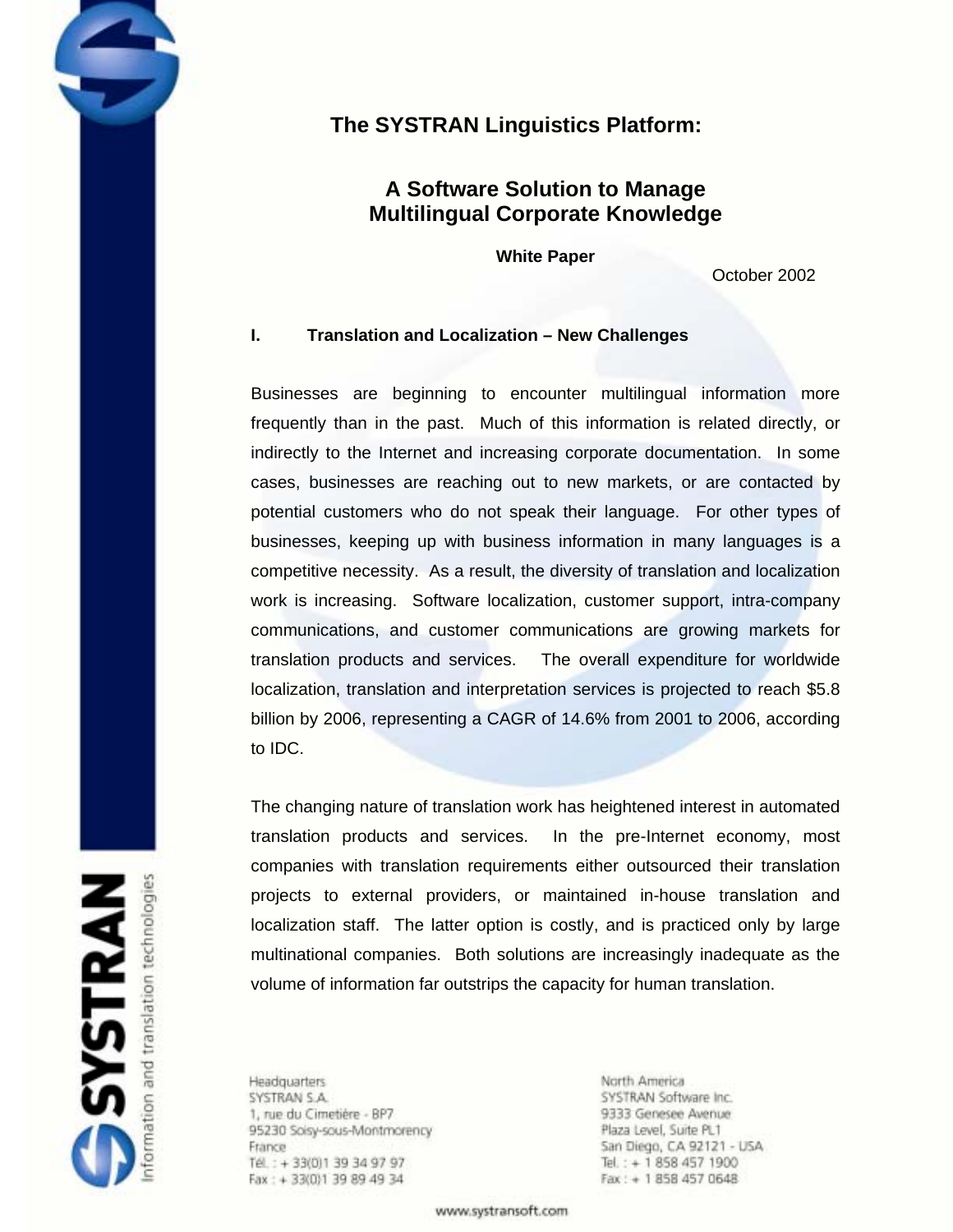# The SYSTRAN Linguistics Platform:

## A Software Solution to Manage Multilingual Corporate Knowledge

**White Paper**

October 2002

## I. Translation and Localization – New Challenges

Businesses are beginning to encounter multilingual information more frequently than in the past. Much of this information is related directly, or indirectly to the Internet and increasing corporate documentation. In some cases, businesses are reaching out to new markets, or are contacted by potential customers who do not speak their language. For other types of businesses, keeping up with business information in many languages is a competitive necessity. As a result, the diversity of translation and localization work is increasing. Software localization, customer support, intra-company communications, and customer communications are growing markets for translation products and services. The overall expenditure for worldwide localization, translation and interpretation services is projected to reach $5.8 billion by 2006, representing a CAGR of 14.6% from 2001 to 2006, according to IDC.

The changing nature of translation work has heightened interest in automated translation products and services. In the pre-Internet economy, most companies with translation requirements either outsourced their translation projects to external providers, or maintained in-house translation and localization staff. The latter option is costly, and is practiced only by large multinational companies. Both solutions are increasingly inadequate as the volume of information far outstrips the capacity for human translation.

Headquarters
SYSTRAN S.A.
1, rue du Cimetière - BP7
95230 Soisy-sous-Montmorency
France
Tél. : + 33(0)1 39 34 97 97
Fax : + 33(0)1 39 89 49 34

North America
SYSTRAN Software Inc.
9333 Genesee Avenue
Plaza Level, Suite PL1
San Diego, CA 92121 - USA
Tel. : + 1 858 457 1900
Fax : + 1 858 457 0648

www.systransoft.com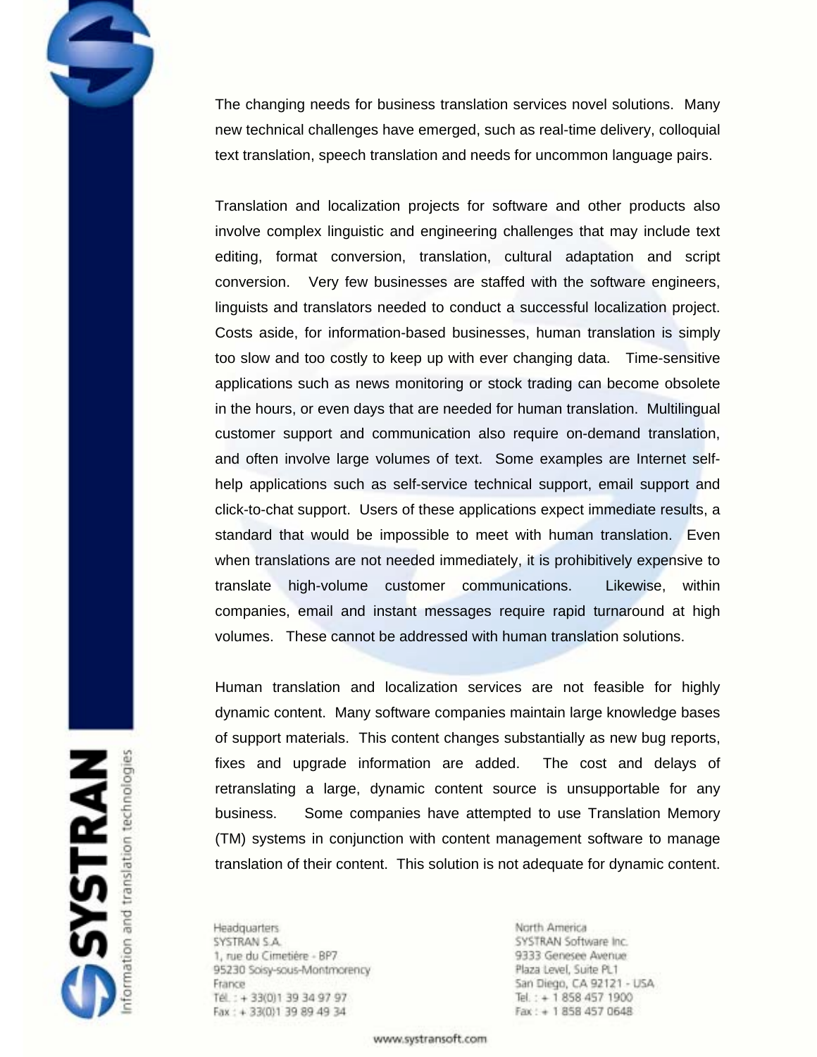The changing needs for business translation services novel solutions. Many new technical challenges have emerged, such as real-time delivery, colloquial text translation, speech translation and needs for uncommon language pairs.

Translation and localization projects for software and other products also involve complex linguistic and engineering challenges that may include text editing, format conversion, translation, cultural adaptation and script conversion. Very few businesses are staffed with the software engineers, linguists and translators needed to conduct a successful localization project. Costs aside, for information-based businesses, human translation is simply too slow and too costly to keep up with ever changing data. Time-sensitive applications such as news monitoring or stock trading can become obsolete in the hours, or even days that are needed for human translation. Multilingual customer support and communication also require on-demand translation, and often involve large volumes of text. Some examples are Internet self-help applications such as self-service technical support, email support and click-to-chat support. Users of these applications expect immediate results, a standard that would be impossible to meet with human translation. Even when translations are not needed immediately, it is prohibitively expensive to translate high-volume customer communications. Likewise, within companies, email and instant messages require rapid turnaround at high volumes. These cannot be addressed with human translation solutions.

Human translation and localization services are not feasible for highly dynamic content. Many software companies maintain large knowledge bases of support materials. This content changes substantially as new bug reports, fixes and upgrade information are added. The cost and delays of retranslating a large, dynamic content source is unsupportable for any business. Some companies have attempted to use Translation Memory (TM) systems in conjunction with content management software to manage translation of their content. This solution is not adequate for dynamic content.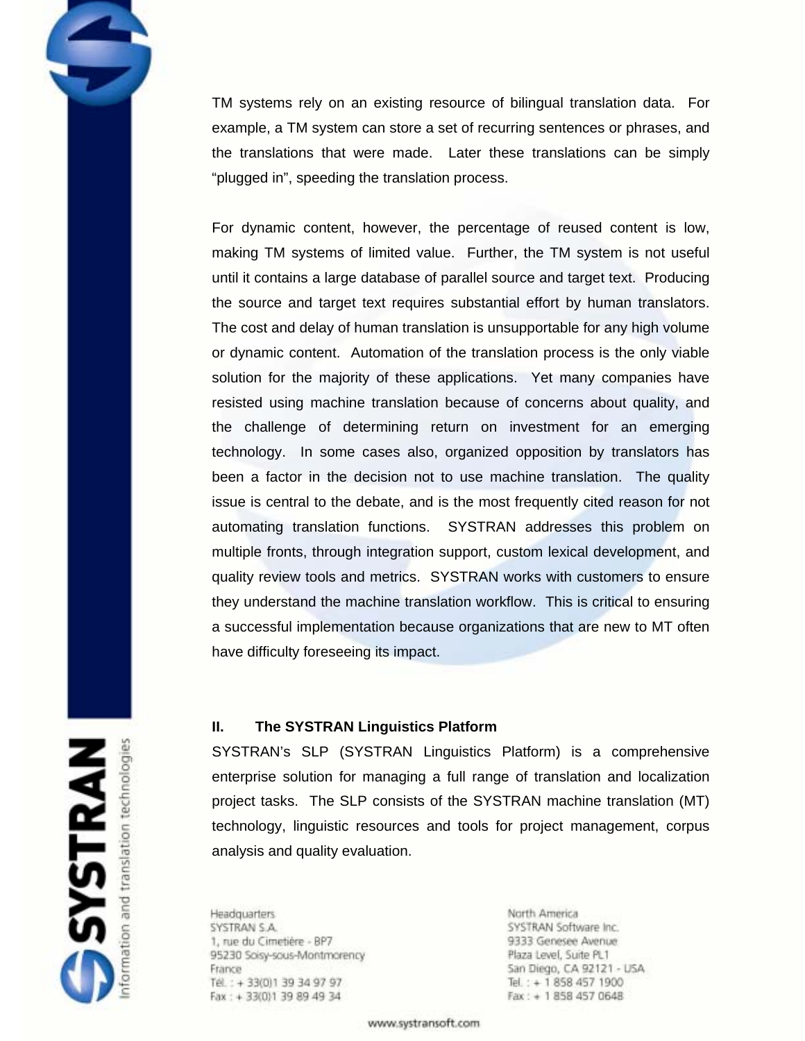TM systems rely on an existing resource of bilingual translation data. For example, a TM system can store a set of recurring sentences or phrases, and the translations that were made. Later these translations can be simply "plugged in", speeding the translation process.

For dynamic content, however, the percentage of reused content is low, making TM systems of limited value. Further, the TM system is not useful until it contains a large database of parallel source and target text. Producing the source and target text requires substantial effort by human translators. The cost and delay of human translation is unsupportable for any high volume or dynamic content. Automation of the translation process is the only viable solution for the majority of these applications. Yet many companies have resisted using machine translation because of concerns about quality, and the challenge of determining return on investment for an emerging technology. In some cases also, organized opposition by translators has been a factor in the decision not to use machine translation. The quality issue is central to the debate, and is the most frequently cited reason for not automating translation functions. SYSTRAN addresses this problem on multiple fronts, through integration support, custom lexical development, and quality review tools and metrics. SYSTRAN works with customers to ensure they understand the machine translation workflow. This is critical to ensuring a successful implementation because organizations that are new to MT often have difficulty foreseeing its impact.

## II. The SYSTRAN Linguistics Platform

SYSTRAN's SLP (SYSTRAN Linguistics Platform) is a comprehensive enterprise solution for managing a full range of translation and localization project tasks. The SLP consists of the SYSTRAN machine translation (MT) technology, linguistic resources and tools for project management, corpus analysis and quality evaluation.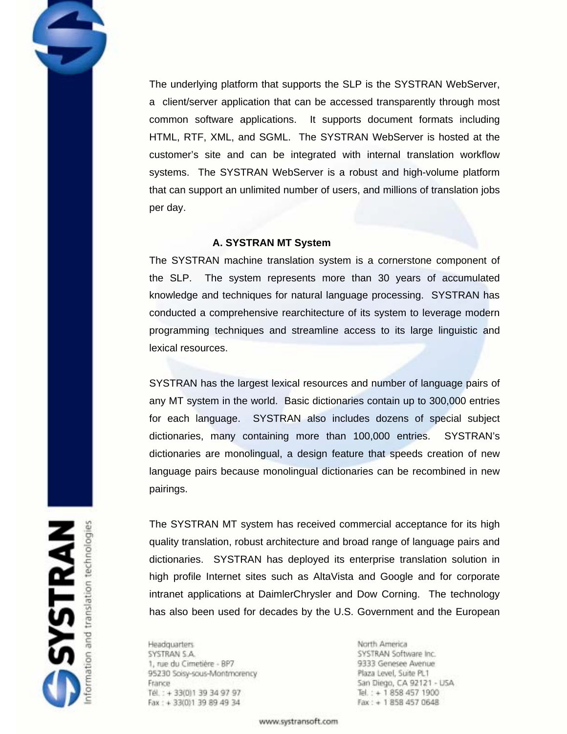The underlying platform that supports the SLP is the SYSTRAN WebServer, a client/server application that can be accessed transparently through most common software applications. It supports document formats including HTML, RTF, XML, and SGML. The SYSTRAN WebServer is hosted at the customer's site and can be integrated with internal translation workflow systems. The SYSTRAN WebServer is a robust and high-volume platform that can support an unlimited number of users, and millions of translation jobs per day.

### A. SYSTRAN MT System

The SYSTRAN machine translation system is a cornerstone component of the SLP. The system represents more than 30 years of accumulated knowledge and techniques for natural language processing. SYSTRAN has conducted a comprehensive rearchitecture of its system to leverage modern programming techniques and streamline access to its large linguistic and lexical resources.

SYSTRAN has the largest lexical resources and number of language pairs of any MT system in the world. Basic dictionaries contain up to 300,000 entries for each language. SYSTRAN also includes dozens of special subject dictionaries, many containing more than 100,000 entries. SYSTRAN's dictionaries are monolingual, a design feature that speeds creation of new language pairs because monolingual dictionaries can be recombined in new pairings.

The SYSTRAN MT system has received commercial acceptance for its high quality translation, robust architecture and broad range of language pairs and dictionaries. SYSTRAN has deployed its enterprise translation solution in high profile Internet sites such as AltaVista and Google and for corporate intranet applications at DaimlerChrysler and Dow Corning. The technology has also been used for decades by the U.S. Government and the European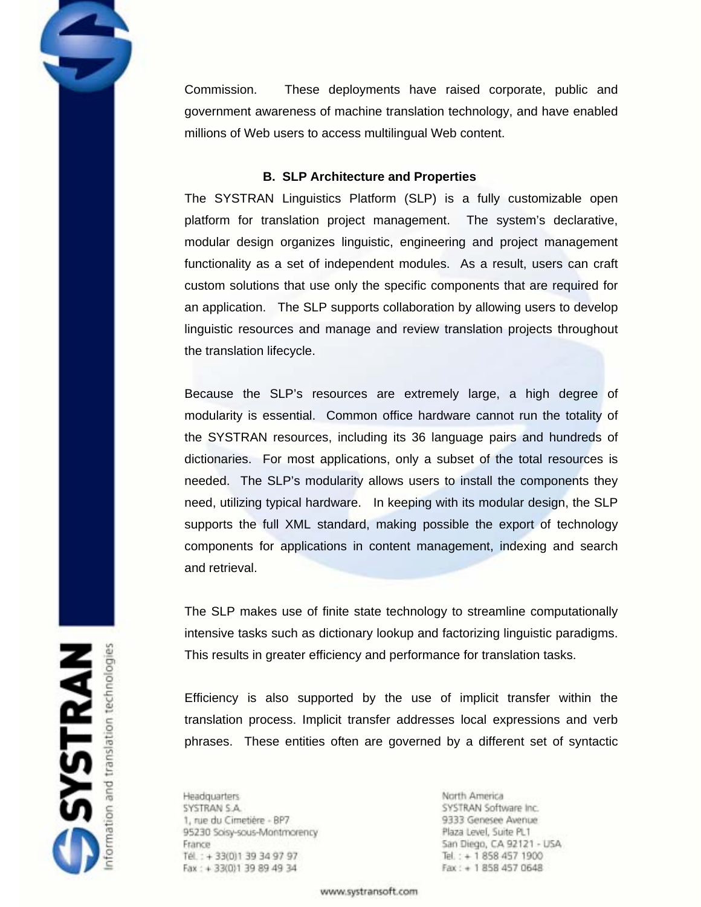Commission. These deployments have raised corporate, public and government awareness of machine translation technology, and have enabled millions of Web users to access multilingual Web content.

### B. SLP Architecture and Properties

The SYSTRAN Linguistics Platform (SLP) is a fully customizable open platform for translation project management. The system's declarative, modular design organizes linguistic, engineering and project management functionality as a set of independent modules. As a result, users can craft custom solutions that use only the specific components that are required for an application. The SLP supports collaboration by allowing users to develop linguistic resources and manage and review translation projects throughout the translation lifecycle.

Because the SLP's resources are extremely large, a high degree of modularity is essential. Common office hardware cannot run the totality of the SYSTRAN resources, including its 36 language pairs and hundreds of dictionaries. For most applications, only a subset of the total resources is needed. The SLP's modularity allows users to install the components they need, utilizing typical hardware. In keeping with its modular design, the SLP supports the full XML standard, making possible the export of technology components for applications in content management, indexing and search and retrieval.

The SLP makes use of finite state technology to streamline computationally intensive tasks such as dictionary lookup and factorizing linguistic paradigms. This results in greater efficiency and performance for translation tasks.

Efficiency is also supported by the use of implicit transfer within the translation process. Implicit transfer addresses local expressions and verb phrases. These entities often are governed by a different set of syntactic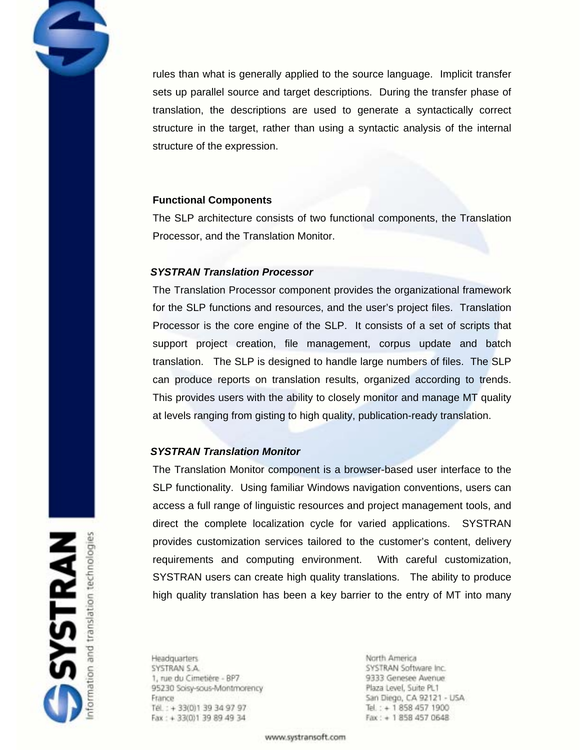rules than what is generally applied to the source language. Implicit transfer sets up parallel source and target descriptions. During the transfer phase of translation, the descriptions are used to generate a syntactically correct structure in the target, rather than using a syntactic analysis of the internal structure of the expression.

**Functional Components**

The SLP architecture consists of two functional components, the Translation Processor, and the Translation Monitor.

***SYSTRAN Translation Processor***

The Translation Processor component provides the organizational framework for the SLP functions and resources, and the user's project files. Translation Processor is the core engine of the SLP. It consists of a set of scripts that support project creation, file management, corpus update and batch translation. The SLP is designed to handle large numbers of files. The SLP can produce reports on translation results, organized according to trends. This provides users with the ability to closely monitor and manage MT quality at levels ranging from gisting to high quality, publication-ready translation.

***SYSTRAN Translation Monitor***

The Translation Monitor component is a browser-based user interface to the SLP functionality. Using familiar Windows navigation conventions, users can access a full range of linguistic resources and project management tools, and direct the complete localization cycle for varied applications. SYSTRAN provides customization services tailored to the customer's content, delivery requirements and computing environment. With careful customization, SYSTRAN users can create high quality translations. The ability to produce high quality translation has been a key barrier to the entry of MT into many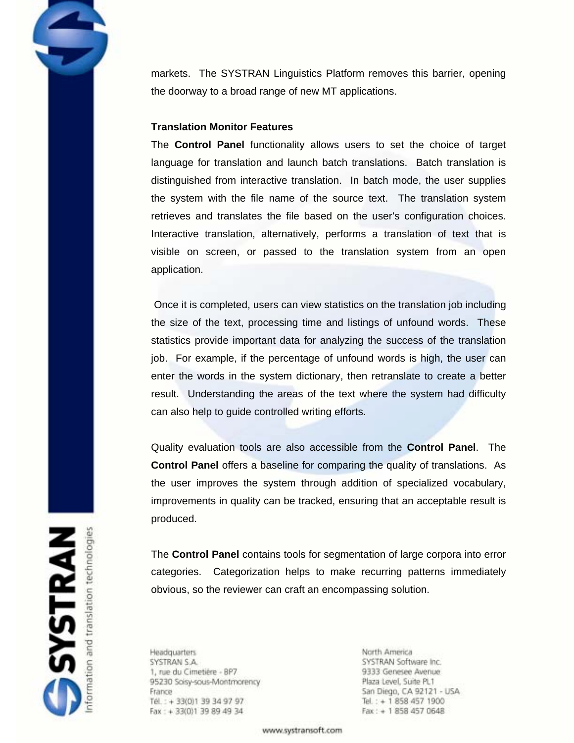markets. The SYSTRAN Linguistics Platform removes this barrier, opening the doorway to a broad range of new MT applications.

**Translation Monitor Features**

The **Control Panel** functionality allows users to set the choice of target language for translation and launch batch translations. Batch translation is distinguished from interactive translation. In batch mode, the user supplies the system with the file name of the source text. The translation system retrieves and translates the file based on the user's configuration choices. Interactive translation, alternatively, performs a translation of text that is visible on screen, or passed to the translation system from an open application.

Once it is completed, users can view statistics on the translation job including the size of the text, processing time and listings of unfound words. These statistics provide important data for analyzing the success of the translation job. For example, if the percentage of unfound words is high, the user can enter the words in the system dictionary, then retranslate to create a better result. Understanding the areas of the text where the system had difficulty can also help to guide controlled writing efforts.

Quality evaluation tools are also accessible from the **Control Panel**. The **Control Panel** offers a baseline for comparing the quality of translations. As the user improves the system through addition of specialized vocabulary, improvements in quality can be tracked, ensuring that an acceptable result is produced.

The **Control Panel** contains tools for segmentation of large corpora into error categories. Categorization helps to make recurring patterns immediately obvious, so the reviewer can craft an encompassing solution.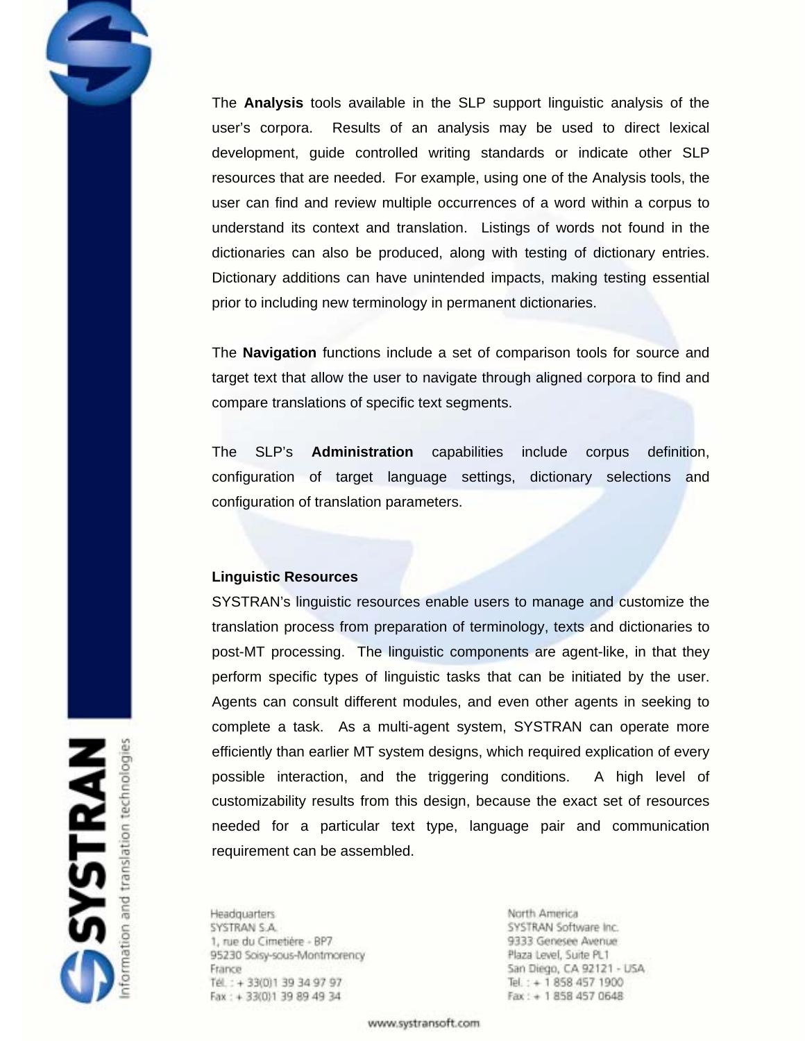The **Analysis** tools available in the SLP support linguistic analysis of the user's corpora. Results of an analysis may be used to direct lexical development, guide controlled writing standards or indicate other SLP resources that are needed. For example, using one of the Analysis tools, the user can find and review multiple occurrences of a word within a corpus to understand its context and translation. Listings of words not found in the dictionaries can also be produced, along with testing of dictionary entries. Dictionary additions can have unintended impacts, making testing essential prior to including new terminology in permanent dictionaries.

The **Navigation** functions include a set of comparison tools for source and target text that allow the user to navigate through aligned corpora to find and compare translations of specific text segments.

The SLP's **Administration** capabilities include corpus definition, configuration of target language settings, dictionary selections and configuration of translation parameters.

**Linguistic Resources**

SYSTRAN's linguistic resources enable users to manage and customize the translation process from preparation of terminology, texts and dictionaries to post-MT processing. The linguistic components are agent-like, in that they perform specific types of linguistic tasks that can be initiated by the user. Agents can consult different modules, and even other agents in seeking to complete a task. As a multi-agent system, SYSTRAN can operate more efficiently than earlier MT system designs, which required explication of every possible interaction, and the triggering conditions. A high level of customizability results from this design, because the exact set of resources needed for a particular text type, language pair and communication requirement can be assembled.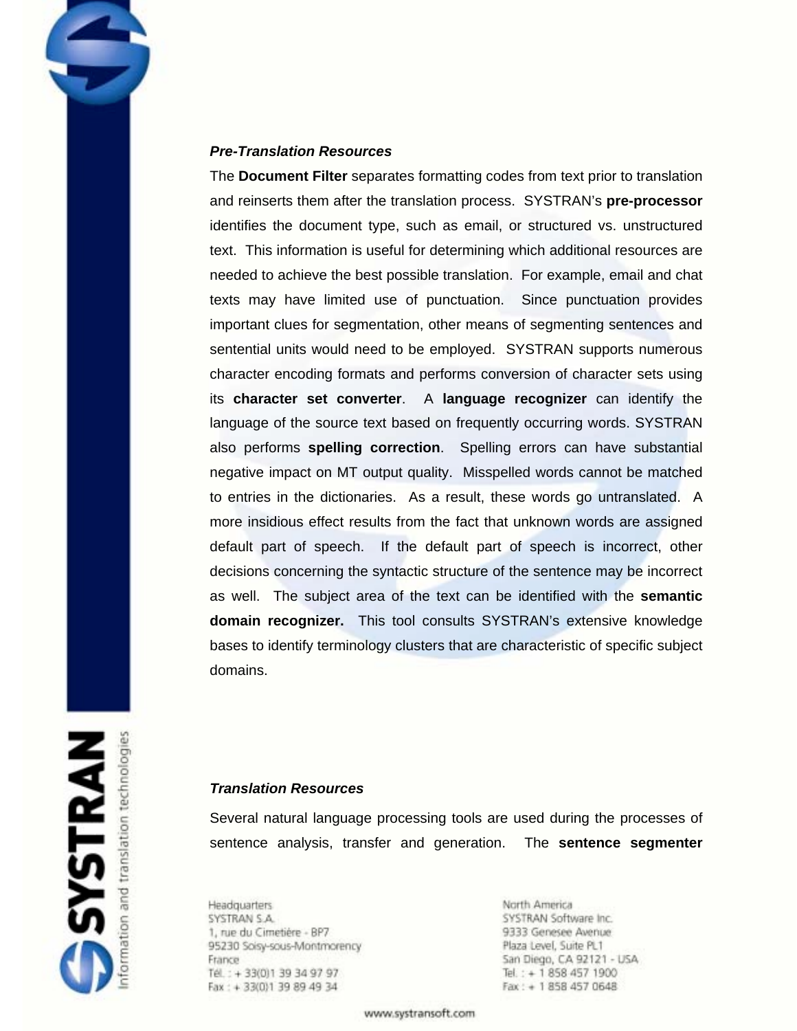***Pre-Translation Resources***

The **Document Filter** separates formatting codes from text prior to translation and reinserts them after the translation process. SYSTRAN's **pre-processor** identifies the document type, such as email, or structured vs. unstructured text. This information is useful for determining which additional resources are needed to achieve the best possible translation. For example, email and chat texts may have limited use of punctuation. Since punctuation provides important clues for segmentation, other means of segmenting sentences and sentential units would need to be employed. SYSTRAN supports numerous character encoding formats and performs conversion of character sets using its **character set converter**. A **language recognizer** can identify the language of the source text based on frequently occurring words. SYSTRAN also performs **spelling correction**. Spelling errors can have substantial negative impact on MT output quality. Misspelled words cannot be matched to entries in the dictionaries. As a result, these words go untranslated. A more insidious effect results from the fact that unknown words are assigned default part of speech. If the default part of speech is incorrect, other decisions concerning the syntactic structure of the sentence may be incorrect as well. The subject area of the text can be identified with the **semantic domain recognizer.** This tool consults SYSTRAN's extensive knowledge bases to identify terminology clusters that are characteristic of specific subject domains.

***Translation Resources***

Several natural language processing tools are used during the processes of sentence analysis, transfer and generation. The **sentence segmenter**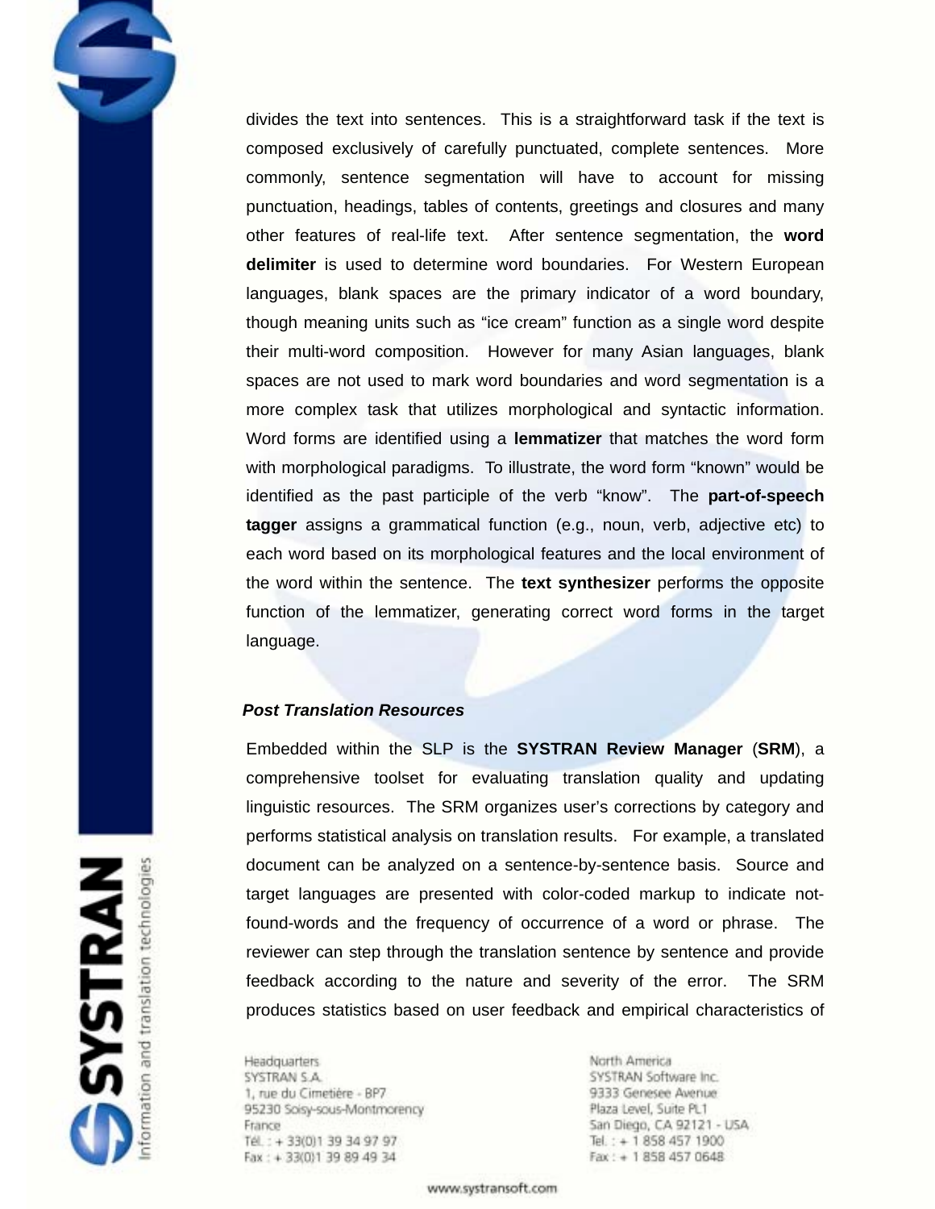divides the text into sentences. This is a straightforward task if the text is composed exclusively of carefully punctuated, complete sentences. More commonly, sentence segmentation will have to account for missing punctuation, headings, tables of contents, greetings and closures and many other features of real-life text. After sentence segmentation, the **word delimiter** is used to determine word boundaries. For Western European languages, blank spaces are the primary indicator of a word boundary, though meaning units such as "ice cream" function as a single word despite their multi-word composition. However for many Asian languages, blank spaces are not used to mark word boundaries and word segmentation is a more complex task that utilizes morphological and syntactic information. Word forms are identified using a **lemmatizer** that matches the word form with morphological paradigms. To illustrate, the word form "known" would be identified as the past participle of the verb "know". The **part-of-speech tagger** assigns a grammatical function (e.g., noun, verb, adjective etc) to each word based on its morphological features and the local environment of the word within the sentence. The **text synthesizer** performs the opposite function of the lemmatizer, generating correct word forms in the target language.

### *Post Translation Resources*

Embedded within the SLP is the **SYSTRAN Review Manager** (**SRM**), a comprehensive toolset for evaluating translation quality and updating linguistic resources. The SRM organizes user's corrections by category and performs statistical analysis on translation results. For example, a translated document can be analyzed on a sentence-by-sentence basis. Source and target languages are presented with color-coded markup to indicate not-found-words and the frequency of occurrence of a word or phrase. The reviewer can step through the translation sentence by sentence and provide feedback according to the nature and severity of the error. The SRM produces statistics based on user feedback and empirical characteristics of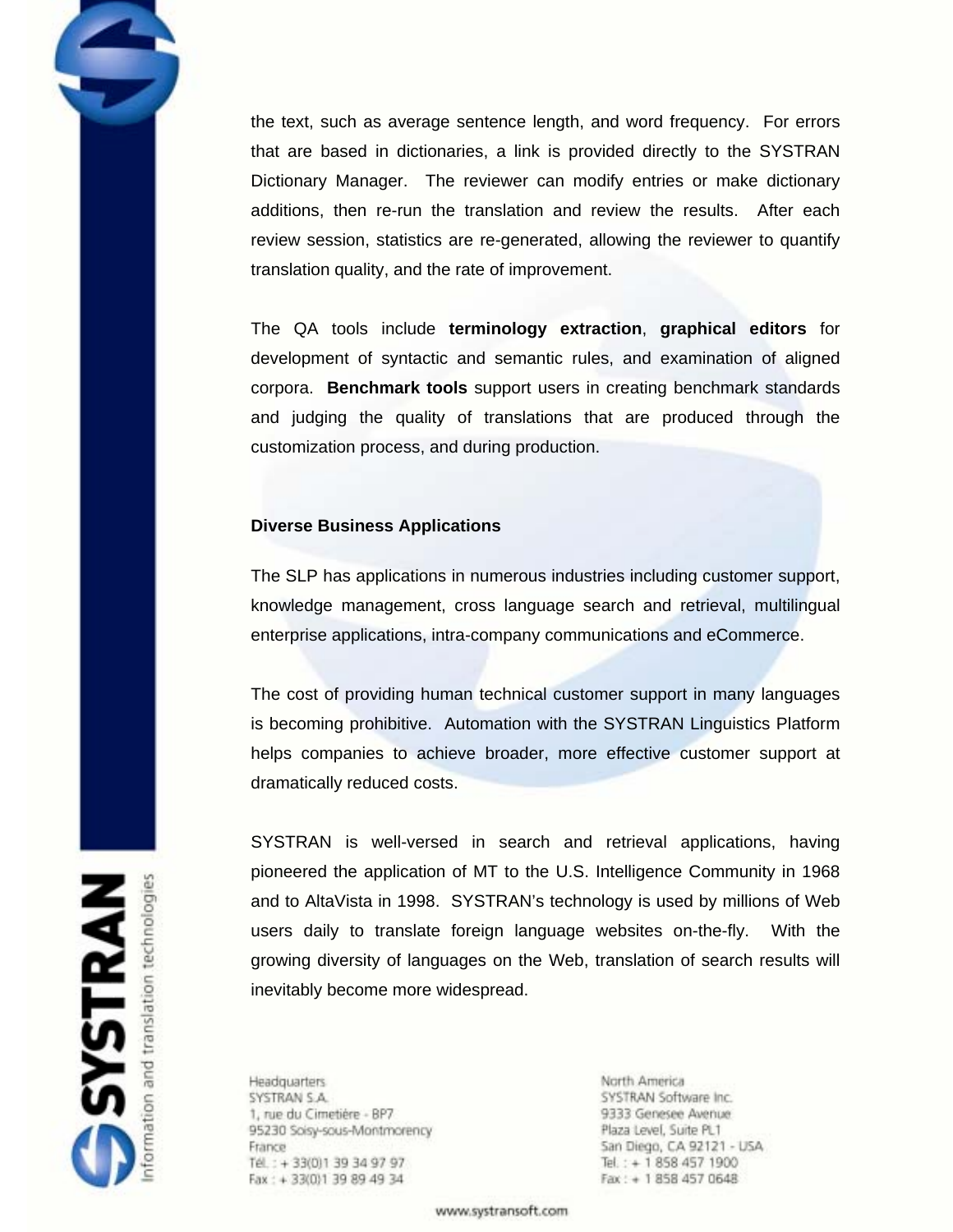the text, such as average sentence length, and word frequency. For errors that are based in dictionaries, a link is provided directly to the SYSTRAN Dictionary Manager. The reviewer can modify entries or make dictionary additions, then re-run the translation and review the results. After each review session, statistics are re-generated, allowing the reviewer to quantify translation quality, and the rate of improvement.

The QA tools include **terminology extraction**, **graphical editors** for development of syntactic and semantic rules, and examination of aligned corpora. **Benchmark tools** support users in creating benchmark standards and judging the quality of translations that are produced through the customization process, and during production.

### Diverse Business Applications

The SLP has applications in numerous industries including customer support, knowledge management, cross language search and retrieval, multilingual enterprise applications, intra-company communications and eCommerce.

The cost of providing human technical customer support in many languages is becoming prohibitive. Automation with the SYSTRAN Linguistics Platform helps companies to achieve broader, more effective customer support at dramatically reduced costs.

SYSTRAN is well-versed in search and retrieval applications, having pioneered the application of MT to the U.S. Intelligence Community in 1968 and to AltaVista in 1998. SYSTRAN's technology is used by millions of Web users daily to translate foreign language websites on-the-fly. With the growing diversity of languages on the Web, translation of search results will inevitably become more widespread.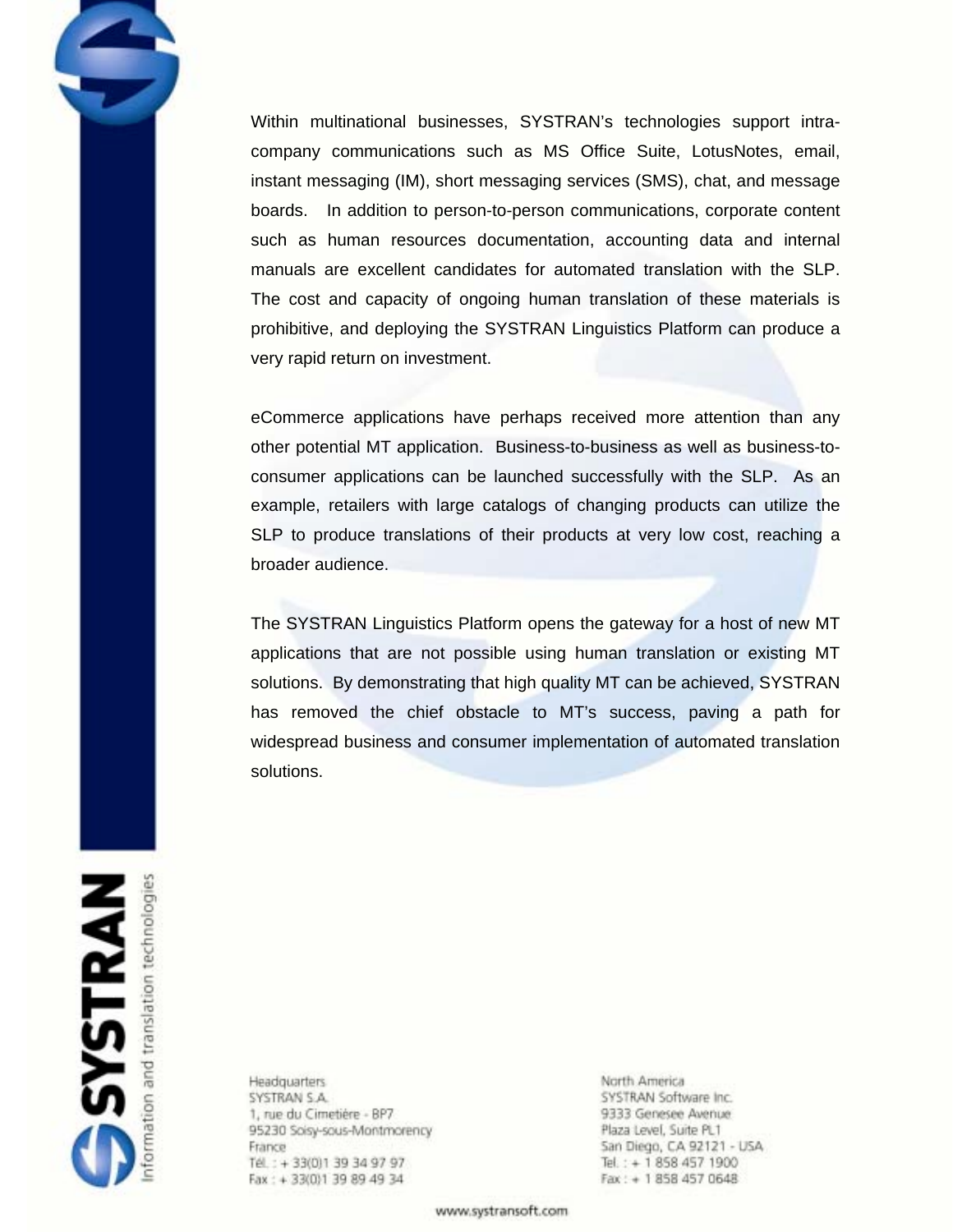Within multinational businesses, SYSTRAN's technologies support intra-company communications such as MS Office Suite, LotusNotes, email, instant messaging (IM), short messaging services (SMS), chat, and message boards. In addition to person-to-person communications, corporate content such as human resources documentation, accounting data and internal manuals are excellent candidates for automated translation with the SLP. The cost and capacity of ongoing human translation of these materials is prohibitive, and deploying the SYSTRAN Linguistics Platform can produce a very rapid return on investment.

eCommerce applications have perhaps received more attention than any other potential MT application. Business-to-business as well as business-to-consumer applications can be launched successfully with the SLP. As an example, retailers with large catalogs of changing products can utilize the SLP to produce translations of their products at very low cost, reaching a broader audience.

The SYSTRAN Linguistics Platform opens the gateway for a host of new MT applications that are not possible using human translation or existing MT solutions. By demonstrating that high quality MT can be achieved, SYSTRAN has removed the chief obstacle to MT's success, paving a path for widespread business and consumer implementation of automated translation solutions.

SYSTRAN
Information and translation technologies

Headquarters
SYSTRAN S.A.
1, rue du Cimetière - BP7
95230 Soisy-sous-Montmorency
France
Tél. : + 33(0)1 39 34 97 97
Fax : + 33(0)1 39 89 49 34

North America
SYSTRAN Software Inc.
9333 Genesee Avenue
Plaza Level, Suite PL1
San Diego, CA 92121 - USA
Tel. : + 1 858 457 1900
Fax : + 1 858 457 0648

www.systransoft.com